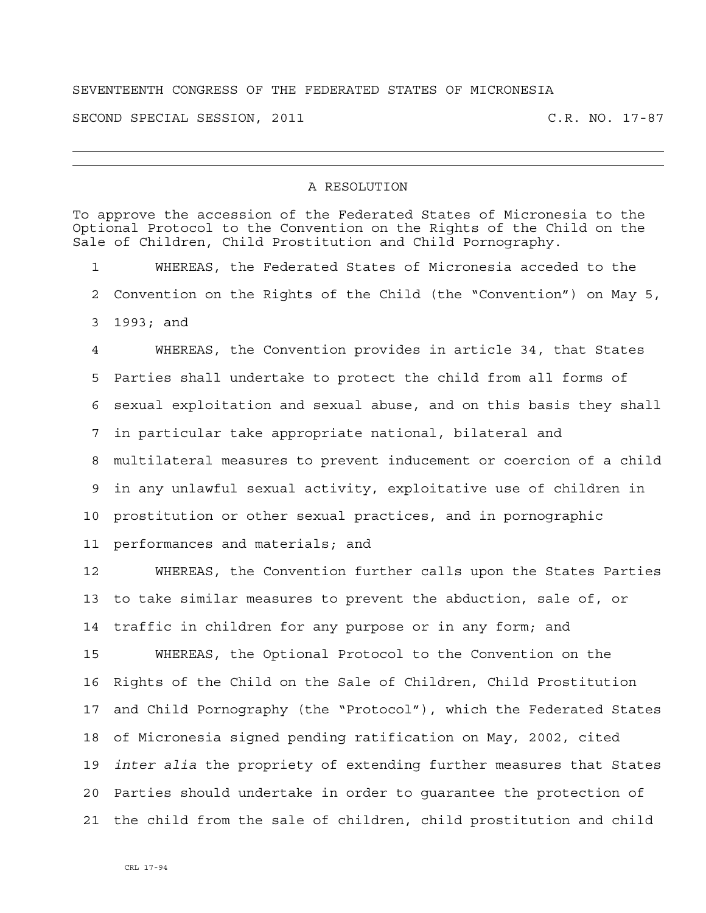SEVENTEENTH CONGRESS OF THE FEDERATED STATES OF MICRONESIA

SECOND SPECIAL SESSION, 2011 C.R. NO. 17-87

---

A RESOLUTION

To approve the accession of the Federated States of Micronesia to the Optional Protocol to the Convention on the Rights of the Child on the Sale of Children, Child Prostitution and Child Pornography.

1 WHEREAS, the Federated States of Micronesia acceded to the
2 Convention on the Rights of the Child (the "Convention") on May 5,
3 1993; and

4 WHEREAS, the Convention provides in article 34, that States
5 Parties shall undertake to protect the child from all forms of
6 sexual exploitation and sexual abuse, and on this basis they shall
7 in particular take appropriate national, bilateral and
8 multilateral measures to prevent inducement or coercion of a child
9 in any unlawful sexual activity, exploitative use of children in
10 prostitution or other sexual practices, and in pornographic
11 performances and materials; and

12 WHEREAS, the Convention further calls upon the States Parties
13 to take similar measures to prevent the abduction, sale of, or
14 traffic in children for any purpose or in any form; and

15 WHEREAS, the Optional Protocol to the Convention on the
16 Rights of the Child on the Sale of Children, Child Prostitution
17 and Child Pornography (the "Protocol"), which the Federated States
18 of Micronesia signed pending ratification on May, 2002, cited
19 *inter alia* the propriety of extending further measures that States
20 Parties should undertake in order to guarantee the protection of
21 the child from the sale of children, child prostitution and child

CRL 17-94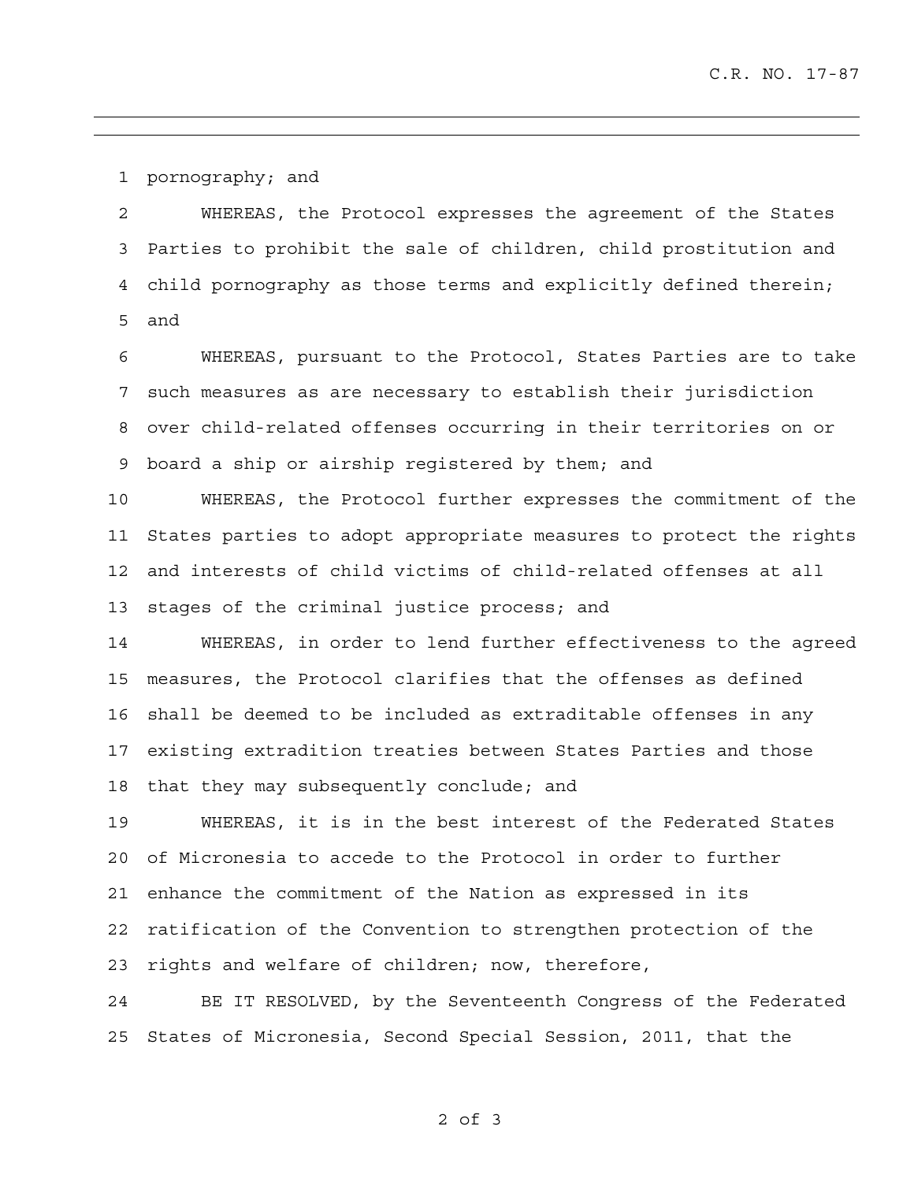pornography; and

WHEREAS, the Protocol expresses the agreement of the States Parties to prohibit the sale of children, child prostitution and child pornography as those terms and explicitly defined therein; and

WHEREAS, pursuant to the Protocol, States Parties are to take such measures as are necessary to establish their jurisdiction over child-related offenses occurring in their territories on or board a ship or airship registered by them; and

WHEREAS, the Protocol further expresses the commitment of the States parties to adopt appropriate measures to protect the rights and interests of child victims of child-related offenses at all stages of the criminal justice process; and

WHEREAS, in order to lend further effectiveness to the agreed measures, the Protocol clarifies that the offenses as defined shall be deemed to be included as extraditable offenses in any existing extradition treaties between States Parties and those that they may subsequently conclude; and

WHEREAS, it is in the best interest of the Federated States of Micronesia to accede to the Protocol in order to further enhance the commitment of the Nation as expressed in its ratification of the Convention to strengthen protection of the rights and welfare of children; now, therefore,

BE IT RESOLVED, by the Seventeenth Congress of the Federated States of Micronesia, Second Special Session, 2011, that the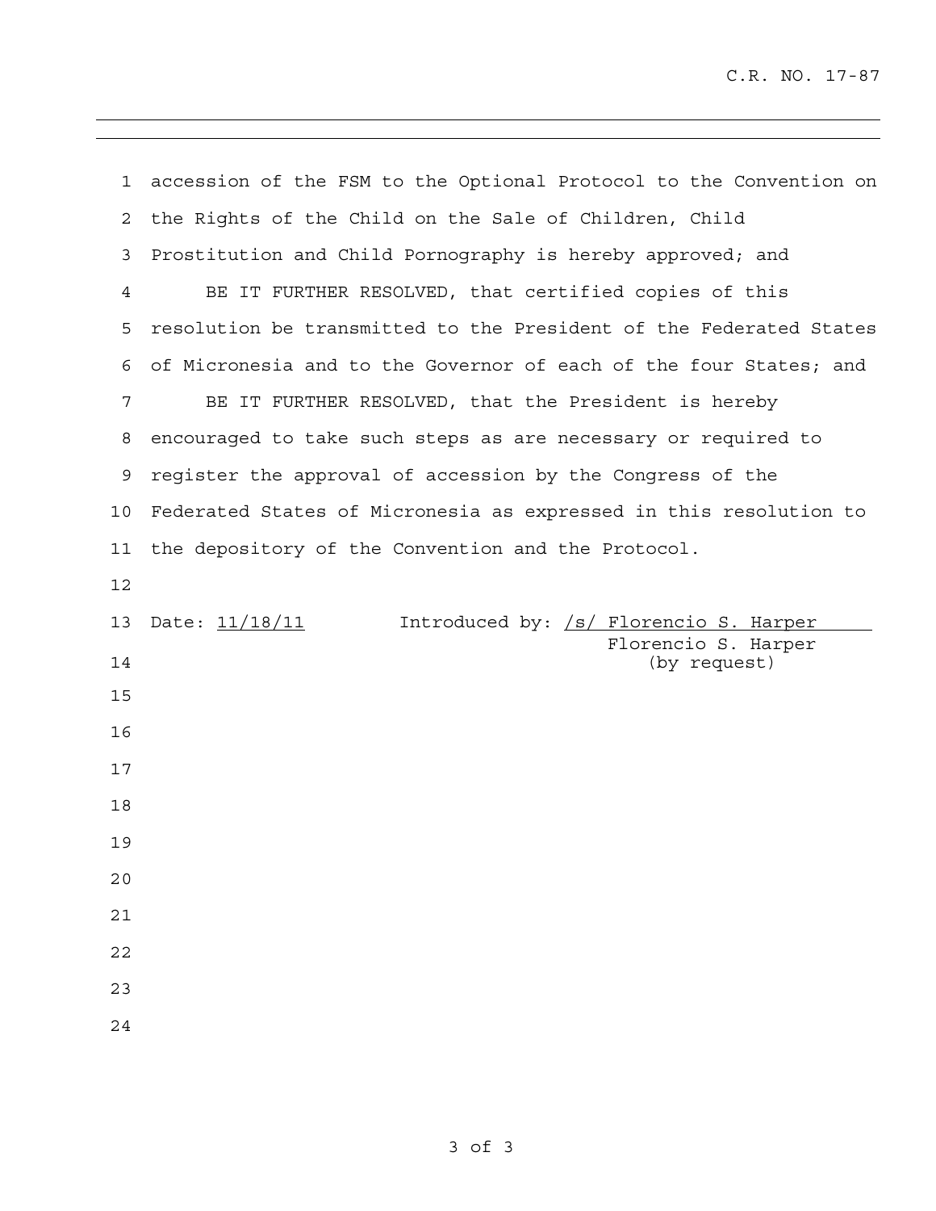accession of the FSM to the Optional Protocol to the Convention on the Rights of the Child on the Sale of Children, Child Prostitution and Child Pornography is hereby approved; and

BE IT FURTHER RESOLVED, that certified copies of this resolution be transmitted to the President of the Federated States of Micronesia and to the Governor of each of the four States; and

BE IT FURTHER RESOLVED, that the President is hereby encouraged to take such steps as are necessary or required to register the approval of accession by the Congress of the Federated States of Micronesia as expressed in this resolution to the depository of the Convention and the Protocol.

Date: 11/18/11

Introduced by: /s/ Florencio S. Harper
Florencio S. Harper
(by request)